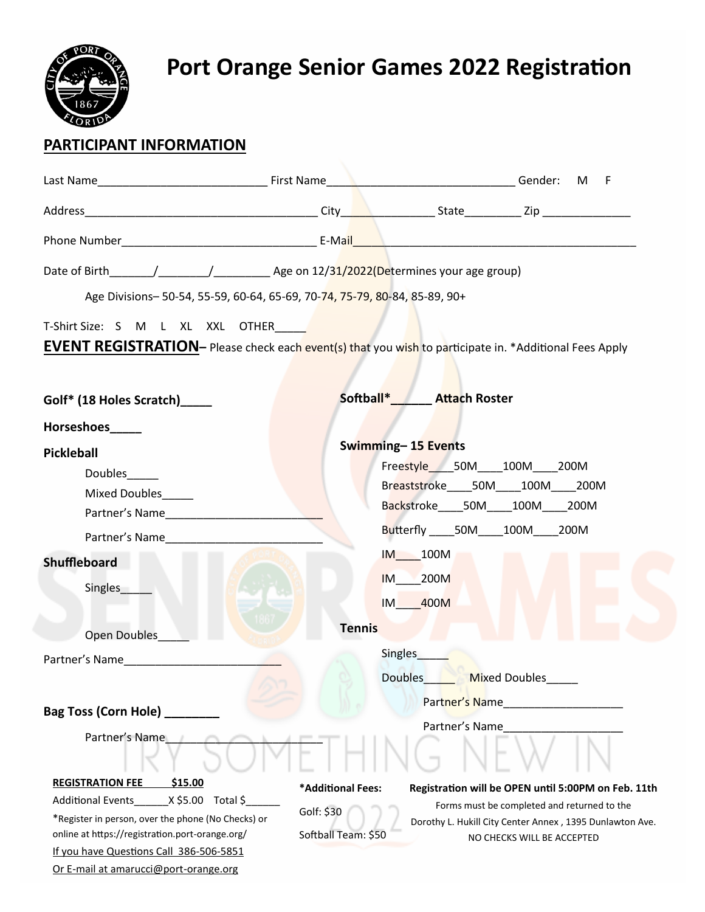# Port Orange Senior Games 2022 Registration

## PARTICIPANT INFORMATION

Last Name___________________________ First Name_____________________________ Gender: M F

Address____________________________________ City_______________ State_________ Zip ______________

Phone Number_______________________________ E-Mail_____________________________________________

Date of Birth_______/________/_________ Age on 12/31/2022(Determines your age group)

Age Divisions– 50-54, 55-59, 60-64, 65-69, 70-74, 75-79, 80-84, 85-89, 90+

T-Shirt Size: S M L XL XXL OTHER_____

**EVENT REGISTRATION**– Please check each event(s) that you wish to participate in. *Additional Fees Apply

**Golf* (18 Holes Scratch)_____**

**Horseshoes_____**

**Pickleball**

- Doubles_____
- Mixed Doubles_____
- Partner's Name_________________________
- Partner's Name_________________________

**Shuffleboard**

- Singles_____
- Open Doubles_____

Partner's Name_________________________

**Bag Toss (Corn Hole) ________**

Partner's Name_________________________

**Softball*______ Attach Roster**

**Swimming– 15 Events**

- Freestyle____50M____100M____200M
- Breaststroke____50M____100M____200M
- Backstroke____50M____100M____200M
- Butterfly ____50M____100M____200M
- IM____100M
- IM____200M
- IM____400M

**Tennis**

- Singles_____
- Doubles_____ Mixed Doubles_____
- Partner's Name___________________
- Partner's Name___________________

**REGISTRATION FEE $15.00**

Additional Events______X $5.00 Total $______

*Register in person, over the phone (No Checks) or online at https://registration.port-orange.org/

If you have Questions Call 386-506-5851

Or E-mail at amarucci@port-orange.org

**\*Additional Fees:**

Golf: $30

Softball Team: $50

**Registration will be OPEN until 5:00PM on Feb. 11th**

Forms must be completed and returned to the Dorothy L. Hukill City Center Annex , 1395 Dunlawton Ave.

NO CHECKS WILL BE ACCEPTED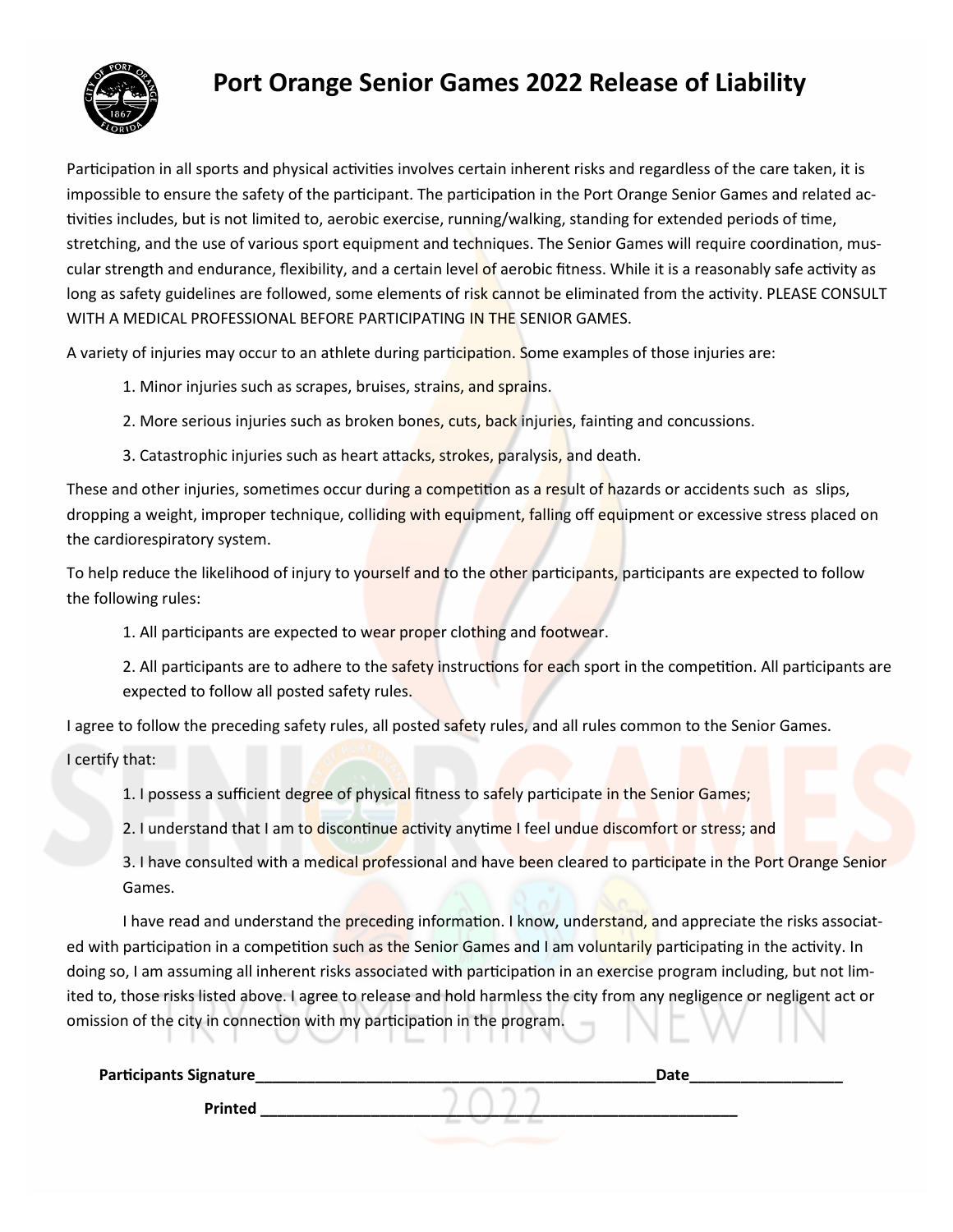# Port Orange Senior Games 2022 Release of Liability

Participation in all sports and physical activities involves certain inherent risks and regardless of the care taken, it is impossible to ensure the safety of the participant. The participation in the Port Orange Senior Games and related activities includes, but is not limited to, aerobic exercise, running/walking, standing for extended periods of time, stretching, and the use of various sport equipment and techniques. The Senior Games will require coordination, muscular strength and endurance, flexibility, and a certain level of aerobic fitness. While it is a reasonably safe activity as long as safety guidelines are followed, some elements of risk cannot be eliminated from the activity. PLEASE CONSULT WITH A MEDICAL PROFESSIONAL BEFORE PARTICIPATING IN THE SENIOR GAMES.

A variety of injuries may occur to an athlete during participation. Some examples of those injuries are:

1. Minor injuries such as scrapes, bruises, strains, and sprains.
2. More serious injuries such as broken bones, cuts, back injuries, fainting and concussions.
3. Catastrophic injuries such as heart attacks, strokes, paralysis, and death.

These and other injuries, sometimes occur during a competition as a result of hazards or accidents such as slips, dropping a weight, improper technique, colliding with equipment, falling off equipment or excessive stress placed on the cardiorespiratory system.

To help reduce the likelihood of injury to yourself and to the other participants, participants are expected to follow the following rules:

1. All participants are expected to wear proper clothing and footwear.
2. All participants are to adhere to the safety instructions for each sport in the competition. All participants are expected to follow all posted safety rules.

I agree to follow the preceding safety rules, all posted safety rules, and all rules common to the Senior Games.

I certify that:

1. I possess a sufficient degree of physical fitness to safely participate in the Senior Games;
2. I understand that I am to discontinue activity anytime I feel undue discomfort or stress; and
3. I have consulted with a medical professional and have been cleared to participate in the Port Orange Senior Games.

I have read and understand the preceding information. I know, understand, and appreciate the risks associated with participation in a competition such as the Senior Games and I am voluntarily participating in the activity. In doing so, I am assuming all inherent risks associated with participation in an exercise program including, but not limited to, those risks listed above. I agree to release and hold harmless the city from any negligence or negligent act or omission of the city in connection with my participation in the program.

**Participants Signature**_______________________________________________**Date**__________________

**Printed** _____________________________________________________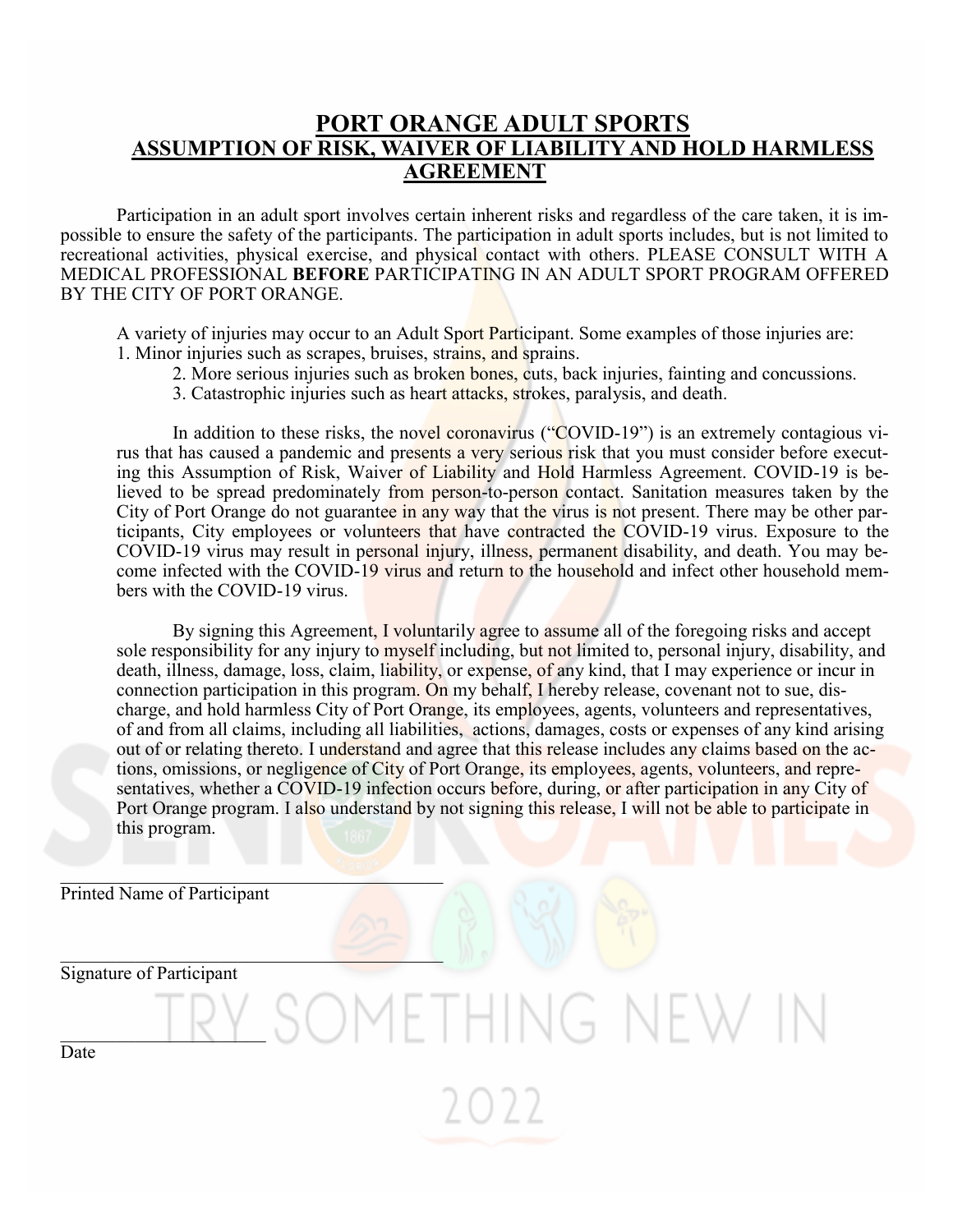# PORT ORANGE ADULT SPORTS

## ASSUMPTION OF RISK, WAIVER OF LIABILITY AND HOLD HARMLESS AGREEMENT

Participation in an adult sport involves certain inherent risks and regardless of the care taken, it is impossible to ensure the safety of the participants. The participation in adult sports includes, but is not limited to recreational activities, physical exercise, and physical contact with others. PLEASE CONSULT WITH A MEDICAL PROFESSIONAL **BEFORE** PARTICIPATING IN AN ADULT SPORT PROGRAM OFFERED BY THE CITY OF PORT ORANGE.

A variety of injuries may occur to an Adult Sport Participant. Some examples of those injuries are:

1. Minor injuries such as scrapes, bruises, strains, and sprains.
2. More serious injuries such as broken bones, cuts, back injuries, fainting and concussions.
3. Catastrophic injuries such as heart attacks, strokes, paralysis, and death.

In addition to these risks, the novel coronavirus ("COVID-19") is an extremely contagious virus that has caused a pandemic and presents a very serious risk that you must consider before executing this Assumption of Risk, Waiver of Liability and Hold Harmless Agreement. COVID-19 is believed to be spread predominately from person-to-person contact. Sanitation measures taken by the City of Port Orange do not guarantee in any way that the virus is not present. There may be other participants, City employees or volunteers that have contracted the COVID-19 virus. Exposure to the COVID-19 virus may result in personal injury, illness, permanent disability, and death. You may become infected with the COVID-19 virus and return to the household and infect other household members with the COVID-19 virus.

By signing this Agreement, I voluntarily agree to assume all of the foregoing risks and accept sole responsibility for any injury to myself including, but not limited to, personal injury, disability, and death, illness, damage, loss, claim, liability, or expense, of any kind, that I may experience or incur in connection participation in this program. On my behalf, I hereby release, covenant not to sue, discharge, and hold harmless City of Port Orange, its employees, agents, volunteers and representatives, of and from all claims, including all liabilities, actions, damages, costs or expenses of any kind arising out of or relating thereto. I understand and agree that this release includes any claims based on the actions, omissions, or negligence of City of Port Orange, its employees, agents, volunteers, and representatives, whether a COVID-19 infection occurs before, during, or after participation in any City of Port Orange program. I also understand by not signing this release, I will not be able to participate in this program.

\_\_\_\_\_\_\_\_\_\_\_\_\_\_\_\_\_\_\_\_\_\_\_\_\_\_\_\_\_\_\_\_\_\_\_\_\_\_\_\_

Printed Name of Participant

\_\_\_\_\_\_\_\_\_\_\_\_\_\_\_\_\_\_\_\_\_\_\_\_\_\_\_\_\_\_\_\_\_\_\_\_\_\_\_\_

Signature of Participant

\_\_\_\_\_\_\_\_\_\_\_\_\_\_\_\_\_\_\_\_\_\_

Date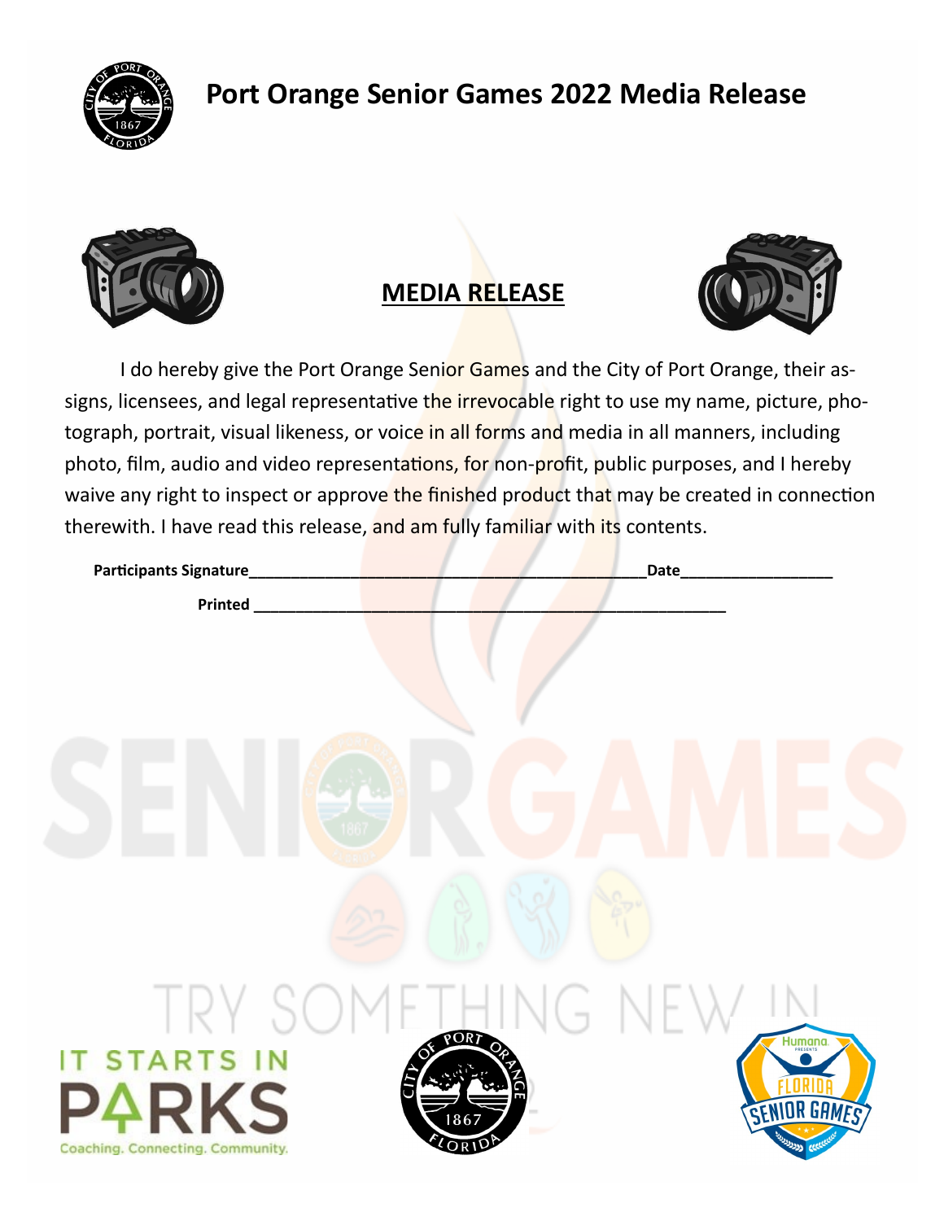# Port Orange Senior Games 2022 Media Release

## MEDIA RELEASE

I do hereby give the Port Orange Senior Games and the City of Port Orange, their assigns, licensees, and legal representative the irrevocable right to use my name, picture, photograph, portrait, visual likeness, or voice in all forms and media in all manners, including photo, film, audio and video representations, for non-profit, public purposes, and I hereby waive any right to inspect or approve the finished product that may be created in connection therewith. I have read this release, and am fully familiar with its contents.

**Participants Signature**_____________________________________________**Date**_________________

**Printed** ______________________________________________________

IT STARTS IN PARKS

Coaching. Connecting. Community.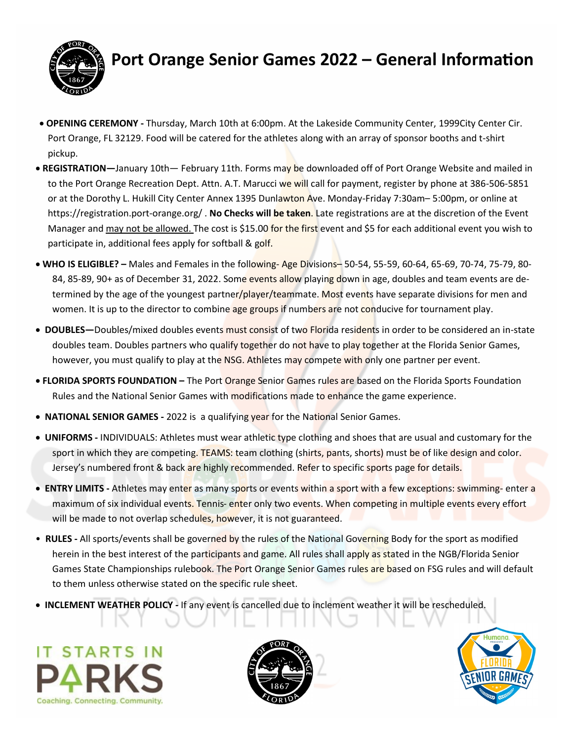# Port Orange Senior Games 2022 – General Information

- **OPENING CEREMONY -** Thursday, March 10th at 6:00pm. At the Lakeside Community Center, 1999City Center Cir. Port Orange, FL 32129. Food will be catered for the athletes along with an array of sponsor booths and t-shirt pickup.
- **REGISTRATION—**January 10th— February 11th. Forms may be downloaded off of Port Orange Website and mailed in to the Port Orange Recreation Dept. Attn. A.T. Marucci we will call for payment, register by phone at 386-506-5851 or at the Dorothy L. Hukill City Center Annex 1395 Dunlawton Ave. Monday-Friday 7:30am– 5:00pm, or online at https://registration.port-orange.org/ . **No Checks will be taken**. Late registrations are at the discretion of the Event Manager and <u>may not be allowed.</u> The cost is $15.00 for the first event and $5 for each additional event you wish to participate in, additional fees apply for softball & golf.
- **WHO IS ELIGIBLE? –** Males and Females in the following- Age Divisions– 50-54, 55-59, 60-64, 65-69, 70-74, 75-79, 80-84, 85-89, 90+ as of December 31, 2022. Some events allow playing down in age, doubles and team events are determined by the age of the youngest partner/player/teammate. Most events have separate divisions for men and women. It is up to the director to combine age groups if numbers are not conducive for tournament play.
- **DOUBLES—**Doubles/mixed doubles events must consist of two Florida residents in order to be considered an in-state doubles team. Doubles partners who qualify together do not have to play together at the Florida Senior Games, however, you must qualify to play at the NSG. Athletes may compete with only one partner per event.
- **FLORIDA SPORTS FOUNDATION –** The Port Orange Senior Games rules are based on the Florida Sports Foundation Rules and the National Senior Games with modifications made to enhance the game experience.
- **NATIONAL SENIOR GAMES -** 2022 is a qualifying year for the National Senior Games.
- **UNIFORMS -** INDIVIDUALS: Athletes must wear athletic type clothing and shoes that are usual and customary for the sport in which they are competing. TEAMS: team clothing (shirts, pants, shorts) must be of like design and color. Jersey's numbered front & back are highly recommended. Refer to specific sports page for details.
- **ENTRY LIMITS -** Athletes may enter as many sports or events within a sport with a few exceptions: swimming- enter a maximum of six individual events. Tennis- enter only two events. When competing in multiple events every effort will be made to not overlap schedules, however, it is not guaranteed.
- **RULES -** All sports/events shall be governed by the rules of the National Governing Body for the sport as modified herein in the best interest of the participants and game. All rules shall apply as stated in the NGB/Florida Senior Games State Championships rulebook. The Port Orange Senior Games rules are based on FSG rules and will default to them unless otherwise stated on the specific rule sheet.
- **INCLEMENT WEATHER POLICY -** If any event is cancelled due to inclement weather it will be rescheduled.

IT STARTS IN PARKS
Coaching. Connecting. Community.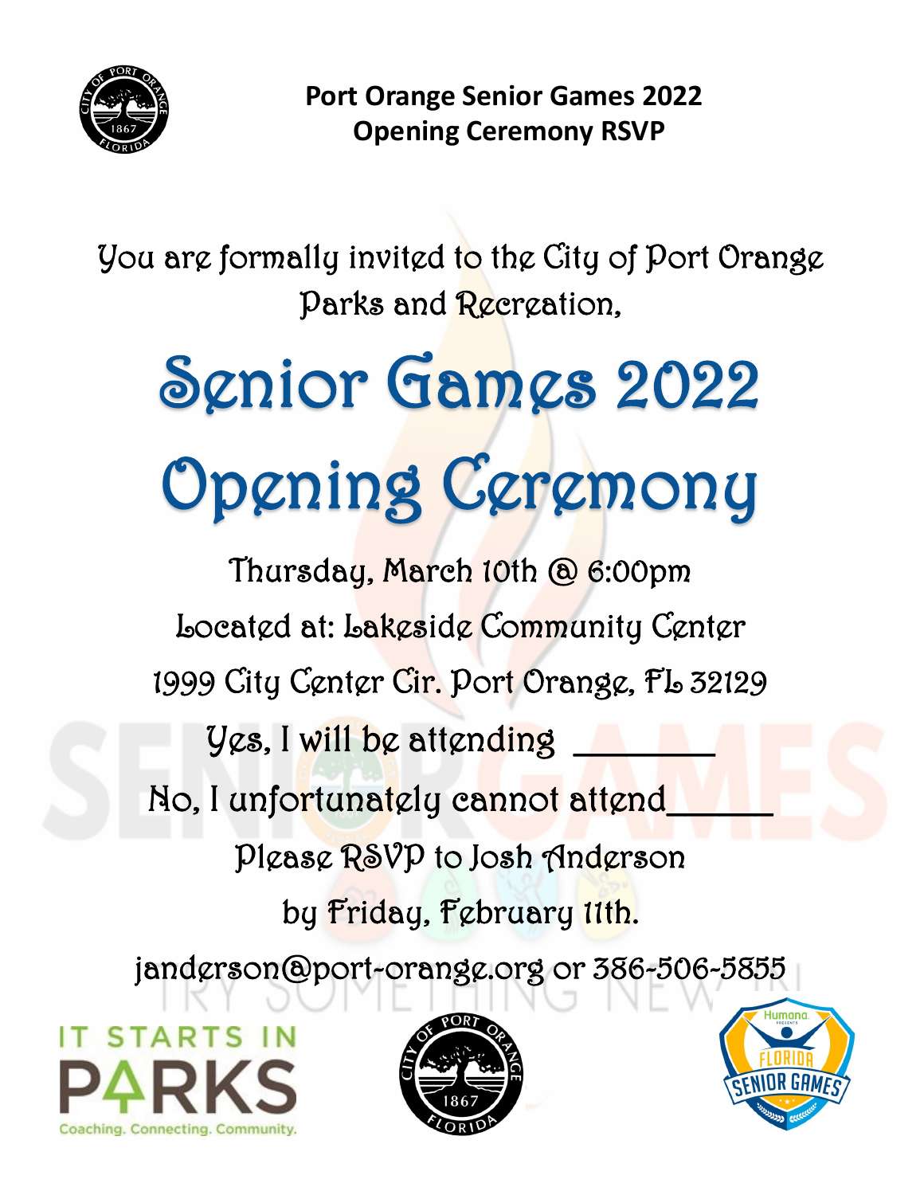**Port Orange Senior Games 2022**
**Opening Ceremony RSVP**

You are formally invited to the City of Port Orange Parks and Recreation,

# Senior Games 2022 Opening Ceremony

Thursday, March 10th @ 6:00pm

Located at: Lakeside Community Center

1999 City Center Cir. Port Orange, FL 32129

Yes, I will be attending ________

No, I unfortunately cannot attend______

Please RSVP to Josh Anderson

by Friday, February 11th.

janderson@port-orange.org or 386-506-5855